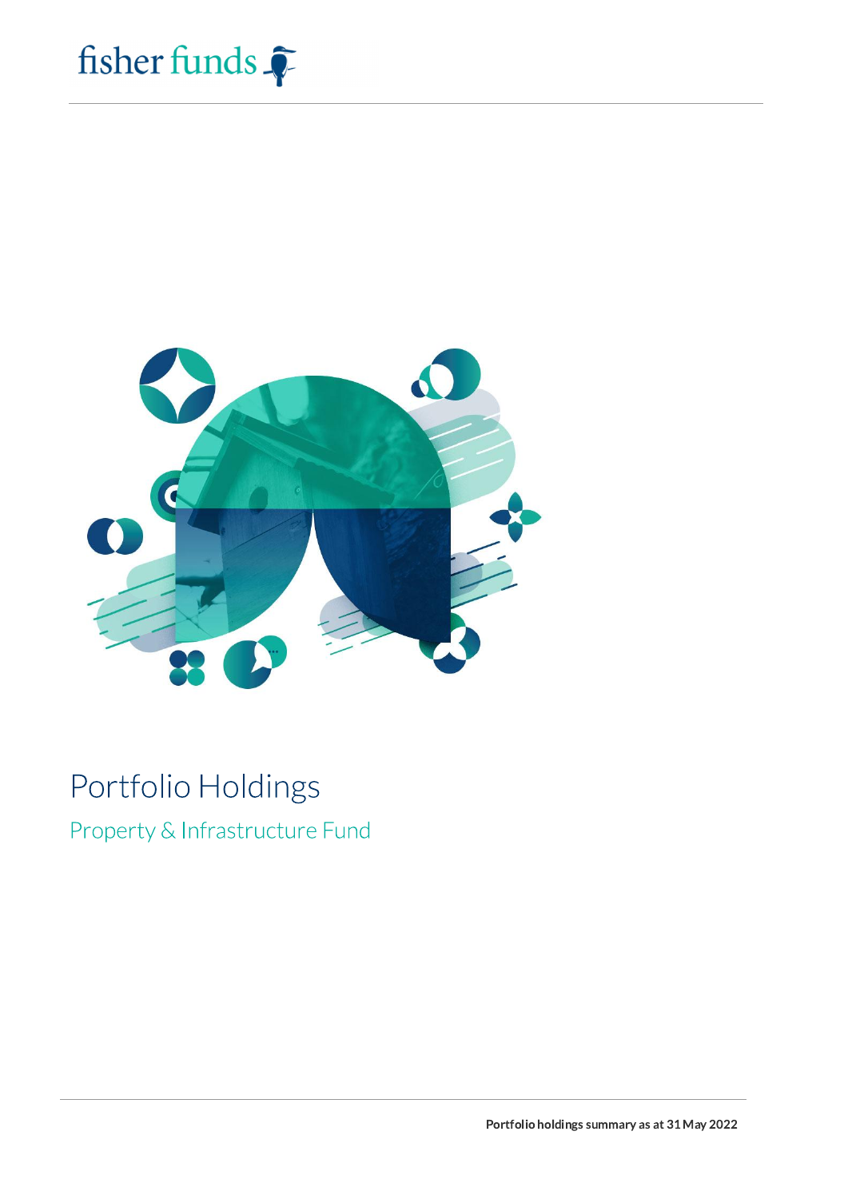fisher funds

# Portfolio Holdings

## Property & Infrastructure Fund

**Portfolio holdings summary as at 31 May 2022**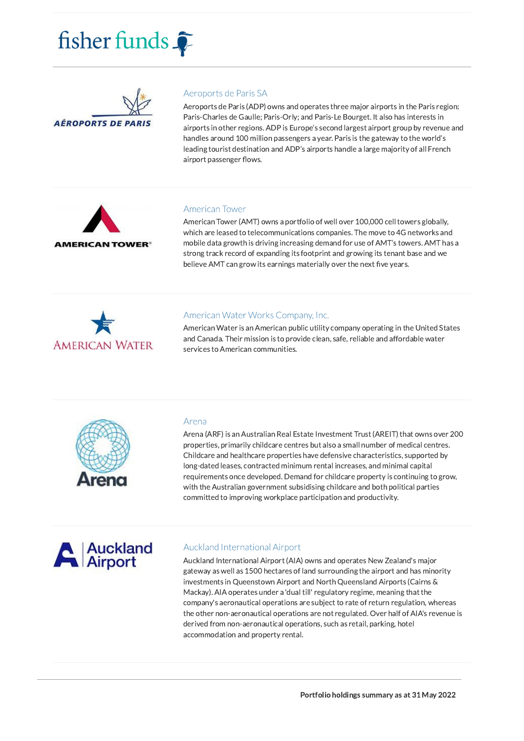### Aeroports de Paris SA

Aeroports de Paris (ADP) owns and operates three major airports in the Paris region: Paris-Charles de Gaulle; Paris-Orly; and Paris-Le Bourget. It also has interests in airports in other regions. ADP is Europe's second largest airport group by revenue and handles around 100 million passengers a year. Paris is the gateway to the world's leading tourist destination and ADP's airports handle a large majority of all French airport passenger flows.

### American Tower

American Tower (AMT) owns a portfolio of well over 100,000 cell towers globally, which are leased to telecommunications companies. The move to 4G networks and mobile data growth is driving increasing demand for use of AMT's towers. AMT has a strong track record of expanding its footprint and growing its tenant base and we believe AMT can grow its earnings materially over the next five years.

### American Water Works Company, Inc.

American Water is an American public utility company operating in the United States and Canada. Their mission is to provide clean, safe, reliable and affordable water services to American communities.

### Arena

Arena (ARF) is an Australian Real Estate Investment Trust (AREIT) that owns over 200 properties, primarily childcare centres but also a small number of medical centres. Childcare and healthcare properties have defensive characteristics, supported by long-dated leases, contracted minimum rental increases, and minimal capital requirements once developed. Demand for childcare property is continuing to grow, with the Australian government subsidising childcare and both political parties committed to improving workplace participation and productivity.

### Auckland International Airport

Auckland International Airport (AIA) owns and operates New Zealand's major gateway as well as 1500 hectares of land surrounding the airport and has minority investments in Queenstown Airport and North Queensland Airports (Cairns & Mackay). AIA operates under a 'dual till' regulatory regime, meaning that the company's aeronautical operations are subject to rate of return regulation, whereas the other non-aeronautical operations are not regulated. Over half of AIA's revenue is derived from non-aeronautical operations, such as retail, parking, hotel accommodation and property rental.

**Portfolio holdings summary as at 31 May 2022**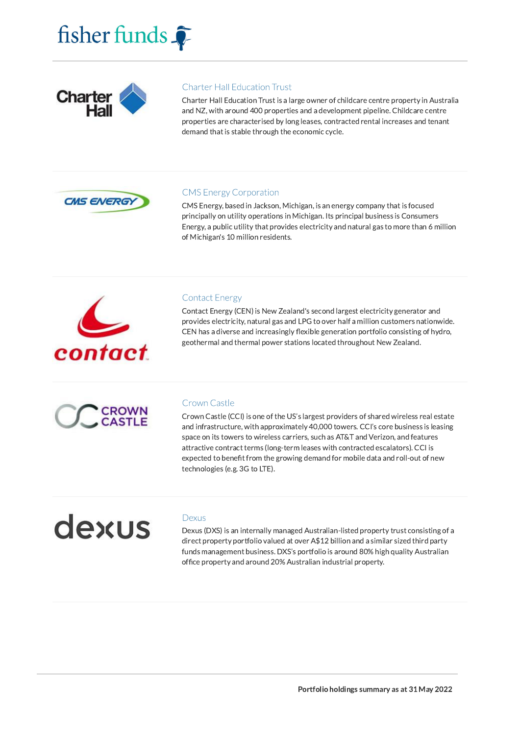## Charter Hall Education Trust

Charter Hall Education Trust is a large owner of childcare centre property in Australia and NZ, with around 400 properties and a development pipeline. Childcare centre properties are characterised by long leases, contracted rental increases and tenant demand that is stable through the economic cycle.

## CMS Energy Corporation

CMS Energy, based in Jackson, Michigan, is an energy company that is focused principally on utility operations in Michigan. Its principal business is Consumers Energy, a public utility that provides electricity and natural gas to more than 6 million of Michigan's 10 million residents.

## Contact Energy

Contact Energy (CEN) is New Zealand's second largest electricity generator and provides electricity, natural gas and LPG to over half a million customers nationwide. CEN has a diverse and increasingly flexible generation portfolio consisting of hydro, geothermal and thermal power stations located throughout New Zealand.

## Crown Castle

Crown Castle (CCI) is one of the US's largest providers of shared wireless real estate and infrastructure, with approximately 40,000 towers. CCI's core business is leasing space on its towers to wireless carriers, such as AT&T and Verizon, and features attractive contract terms (long-term leases with contracted escalators). CCI is expected to benefit from the growing demand for mobile data and roll-out of new technologies (e.g. 3G to LTE).

## Dexus

Dexus (DXS) is an internally managed Australian-listed property trust consisting of a direct property portfolio valued at over A$12 billion and a similar sized third party funds management business. DXS's portfolio is around 80% high quality Australian office property and around 20% Australian industrial property.

**Portfolio holdings summary as at 31 May 2022**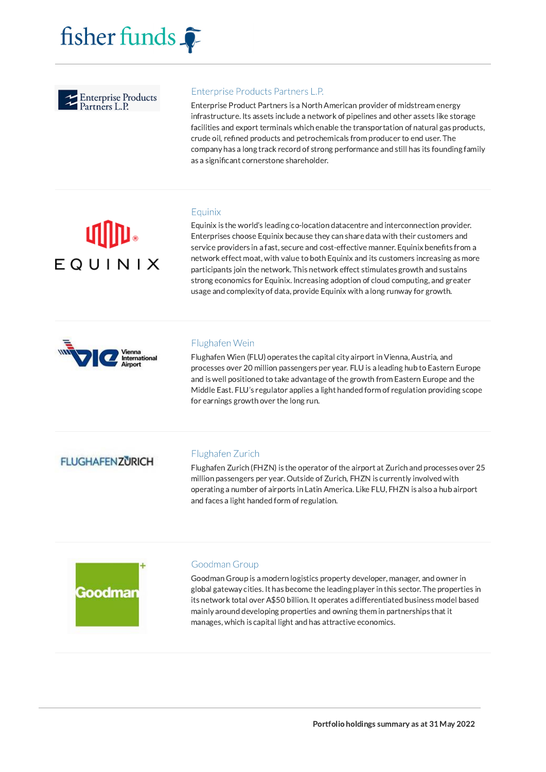## Enterprise Products Partners L.P.

Enterprise Product Partners is a North American provider of midstream energy infrastructure. Its assets include a network of pipelines and other assets like storage facilities and export terminals which enable the transportation of natural gas products, crude oil, refined products and petrochemicals from producer to end user. The company has a long track record of strong performance and still has its founding family as a significant cornerstone shareholder.

## Equinix

Equinix is the world's leading co-location datacentre and interconnection provider. Enterprises choose Equinix because they can share data with their customers and service providers in a fast, secure and cost-effective manner. Equinix benefits from a network effect moat, with value to both Equinix and its customers increasing as more participants join the network. This network effect stimulates growth and sustains strong economics for Equinix. Increasing adoption of cloud computing, and greater usage and complexity of data, provide Equinix with a long runway for growth.

## Flughafen Wein

Flughafen Wien (FLU) operates the capital city airport in Vienna, Austria, and processes over 20 million passengers per year. FLU is a leading hub to Eastern Europe and is well positioned to take advantage of the growth from Eastern Europe and the Middle East. FLU's regulator applies a light handed form of regulation providing scope for earnings growth over the long run.

## Flughafen Zurich

Flughafen Zurich (FHZN) is the operator of the airport at Zurich and processes over 25 million passengers per year. Outside of Zurich, FHZN is currently involved with operating a number of airports in Latin America. Like FLU, FHZN is also a hub airport and faces a light handed form of regulation.

## Goodman Group

Goodman Group is a modern logistics property developer, manager, and owner in global gateway cities. It has become the leading player in this sector. The properties in its network total over A$50 billion. It operates a differentiated business model based mainly around developing properties and owning them in partnerships that it manages, which is capital light and has attractive economics.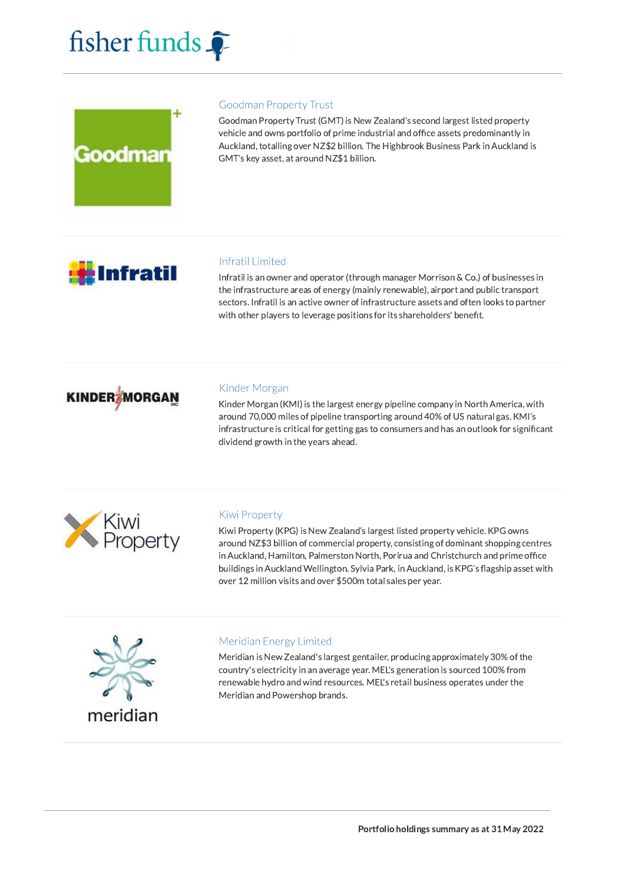## Goodman Property Trust

Goodman Property Trust (GMT) is New Zealand's second largest listed property vehicle and owns portfolio of prime industrial and office assets predominantly in Auckland, totalling over NZ$2 billion. The Highbrook Business Park in Auckland is GMT's key asset, at around NZ$1 billion.

## Infratil Limited

Infratil is an owner and operator (through manager Morrison & Co.) of businesses in the infrastructure areas of energy (mainly renewable), airport and public transport sectors. Infratil is an active owner of infrastructure assets and often looks to partner with other players to leverage positions for its shareholders' benefit.

## Kinder Morgan

Kinder Morgan (KMI) is the largest energy pipeline company in North America, with around 70,000 miles of pipeline transporting around 40% of US natural gas. KMI's infrastructure is critical for getting gas to consumers and has an outlook for significant dividend growth in the years ahead.

## Kiwi Property

Kiwi Property (KPG) is New Zealand's largest listed property vehicle. KPG owns around NZ$3 billion of commercial property, consisting of dominant shopping centres in Auckland, Hamilton, Palmerston North, Porirua and Christchurch and prime office buildings in Auckland Wellington. Sylvia Park, in Auckland, is KPG's flagship asset with over 12 million visits and over $500m total sales per year.

## Meridian Energy Limited

Meridian is New Zealand's largest gentailer, producing approximately 30% of the country's electricity in an average year. MEL's generation is sourced 100% from renewable hydro and wind resources. MEL's retail business operates under the Meridian and Powershop brands.

**Portfolio holdings summary as at 31 May 2022**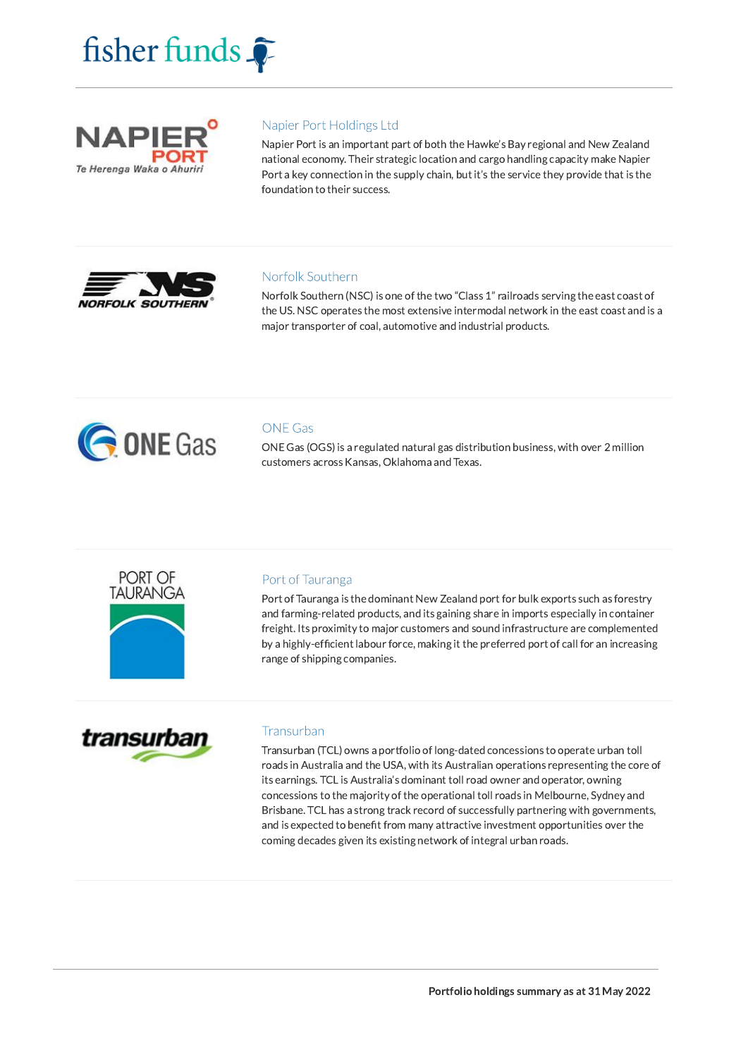## Napier Port Holdings Ltd

Napier Port is an important part of both the Hawke's Bay regional and New Zealand national economy. Their strategic location and cargo handling capacity make Napier Port a key connection in the supply chain, but it's the service they provide that is the foundation to their success.

## Norfolk Southern

Norfolk Southern (NSC) is one of the two "Class 1" railroads serving the east coast of the US. NSC operates the most extensive intermodal network in the east coast and is a major transporter of coal, automotive and industrial products.

## ONE Gas

ONE Gas (OGS) is a regulated natural gas distribution business, with over 2 million customers across Kansas, Oklahoma and Texas.

## Port of Tauranga

Port of Tauranga is the dominant New Zealand port for bulk exports such as forestry and farming-related products, and its gaining share in imports especially in container freight. Its proximity to major customers and sound infrastructure are complemented by a highly-efficient labour force, making it the preferred port of call for an increasing range of shipping companies.

## Transurban

Transurban (TCL) owns a portfolio of long-dated concessions to operate urban toll roads in Australia and the USA, with its Australian operations representing the core of its earnings. TCL is Australia's dominant toll road owner and operator, owning concessions to the majority of the operational toll roads in Melbourne, Sydney and Brisbane. TCL has a strong track record of successfully partnering with governments, and is expected to benefit from many attractive investment opportunities over the coming decades given its existing network of integral urban roads.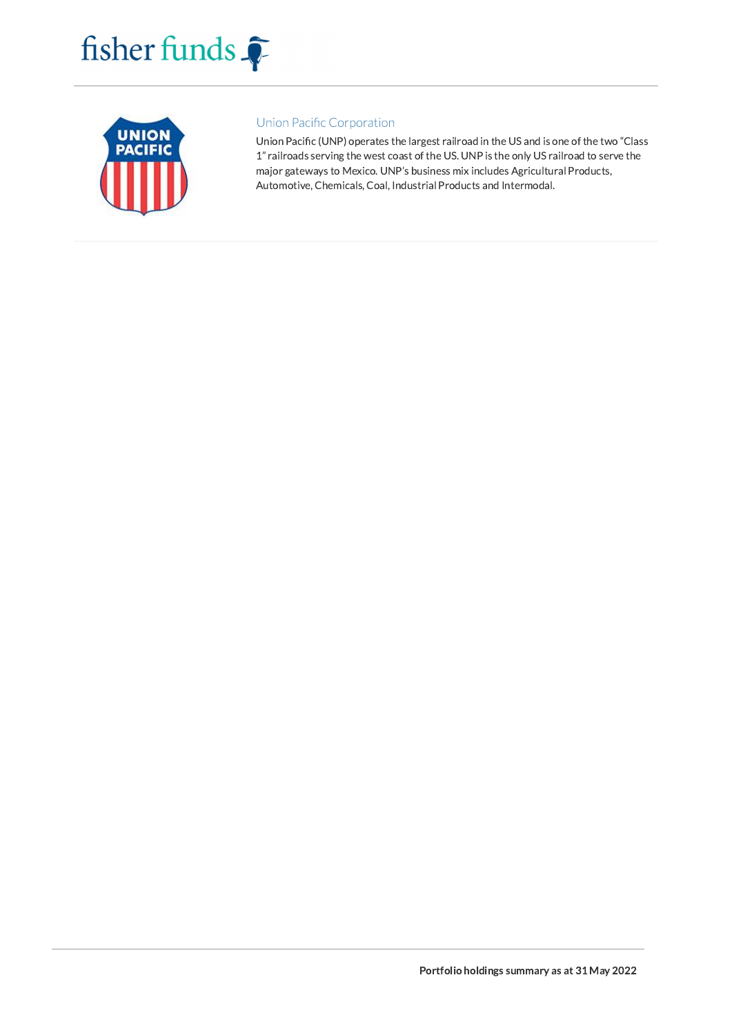## Union Pacific Corporation

Union Pacific (UNP) operates the largest railroad in the US and is one of the two "Class 1" railroads serving the west coast of the US. UNP is the only US railroad to serve the major gateways to Mexico. UNP's business mix includes Agricultural Products, Automotive, Chemicals, Coal, Industrial Products and Intermodal.